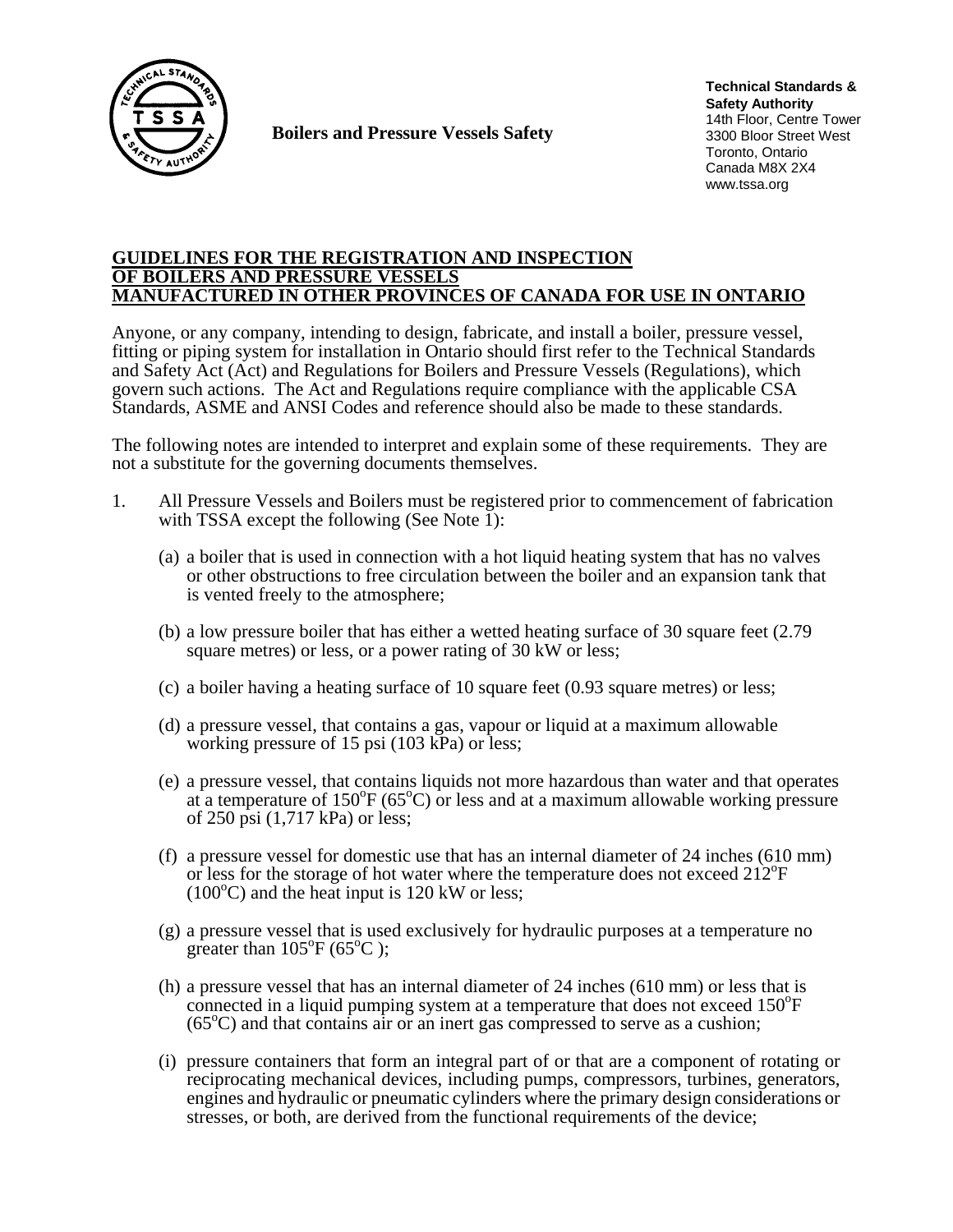**Boilers and Pressure Vessels Safety**

**Technical Standards & Safety Authority**
14th Floor, Centre Tower
3300 Bloor Street West
Toronto, Ontario
Canada M8X 2X4
www.tssa.org

# GUIDELINES FOR THE REGISTRATION AND INSPECTION OF BOILERS AND PRESSURE VESSELS MANUFACTURED IN OTHER PROVINCES OF CANADA FOR USE IN ONTARIO

Anyone, or any company, intending to design, fabricate, and install a boiler, pressure vessel, fitting or piping system for installation in Ontario should first refer to the Technical Standards and Safety Act (Act) and Regulations for Boilers and Pressure Vessels (Regulations), which govern such actions. The Act and Regulations require compliance with the applicable CSA Standards, ASME and ANSI Codes and reference should also be made to these standards.

The following notes are intended to interpret and explain some of these requirements. They are not a substitute for the governing documents themselves.

1. All Pressure Vessels and Boilers must be registered prior to commencement of fabrication with TSSA except the following (See Note 1):

   (a) a boiler that is used in connection with a hot liquid heating system that has no valves or other obstructions to free circulation between the boiler and an expansion tank that is vented freely to the atmosphere;

   (b) a low pressure boiler that has either a wetted heating surface of 30 square feet (2.79 square metres) or less, or a power rating of 30 kW or less;

   (c) a boiler having a heating surface of 10 square feet (0.93 square metres) or less;

   (d) a pressure vessel, that contains a gas, vapour or liquid at a maximum allowable working pressure of 15 psi (103 kPa) or less;

   (e) a pressure vessel, that contains liquids not more hazardous than water and that operates at a temperature of 150°F (65°C) or less and at a maximum allowable working pressure of 250 psi (1,717 kPa) or less;

   (f) a pressure vessel for domestic use that has an internal diameter of 24 inches (610 mm) or less for the storage of hot water where the temperature does not exceed 212°F (100°C) and the heat input is 120 kW or less;

   (g) a pressure vessel that is used exclusively for hydraulic purposes at a temperature no greater than 105°F (65°C );

   (h) a pressure vessel that has an internal diameter of 24 inches (610 mm) or less that is connected in a liquid pumping system at a temperature that does not exceed 150°F (65°C) and that contains air or an inert gas compressed to serve as a cushion;

   (i) pressure containers that form an integral part of or that are a component of rotating or reciprocating mechanical devices, including pumps, compressors, turbines, generators, engines and hydraulic or pneumatic cylinders where the primary design considerations or stresses, or both, are derived from the functional requirements of the device;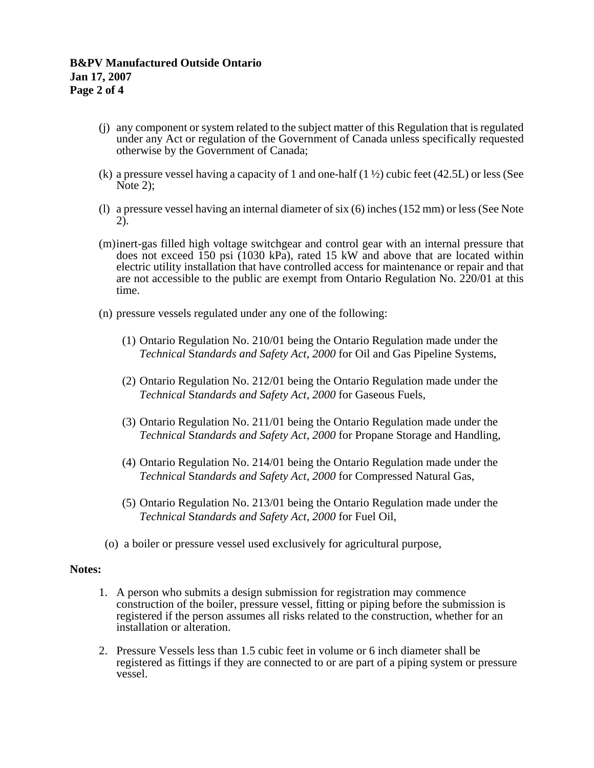(j) any component or system related to the subject matter of this Regulation that is regulated under any Act or regulation of the Government of Canada unless specifically requested otherwise by the Government of Canada;

(k) a pressure vessel having a capacity of 1 and one-half (1 ½) cubic feet (42.5L) or less (See Note 2);

(l) a pressure vessel having an internal diameter of six (6) inches (152 mm) or less (See Note 2).

(m) inert-gas filled high voltage switchgear and control gear with an internal pressure that does not exceed 150 psi (1030 kPa), rated 15 kW and above that are located within electric utility installation that have controlled access for maintenance or repair and that are not accessible to the public are exempt from Ontario Regulation No. 220/01 at this time.

(n) pressure vessels regulated under any one of the following:

  (1) Ontario Regulation No. 210/01 being the Ontario Regulation made under the *Technical Standards and Safety Act, 2000* for Oil and Gas Pipeline Systems,

  (2) Ontario Regulation No. 212/01 being the Ontario Regulation made under the *Technical Standards and Safety Act, 2000* for Gaseous Fuels,

  (3) Ontario Regulation No. 211/01 being the Ontario Regulation made under the *Technical Standards and Safety Act, 2000* for Propane Storage and Handling,

  (4) Ontario Regulation No. 214/01 being the Ontario Regulation made under the *Technical Standards and Safety Act, 2000* for Compressed Natural Gas,

  (5) Ontario Regulation No. 213/01 being the Ontario Regulation made under the *Technical Standards and Safety Act, 2000* for Fuel Oil,

(o) a boiler or pressure vessel used exclusively for agricultural purpose,

**Notes:**

1. A person who submits a design submission for registration may commence construction of the boiler, pressure vessel, fitting or piping before the submission is registered if the person assumes all risks related to the construction, whether for an installation or alteration.

2. Pressure Vessels less than 1.5 cubic feet in volume or 6 inch diameter shall be registered as fittings if they are connected to or are part of a piping system or pressure vessel.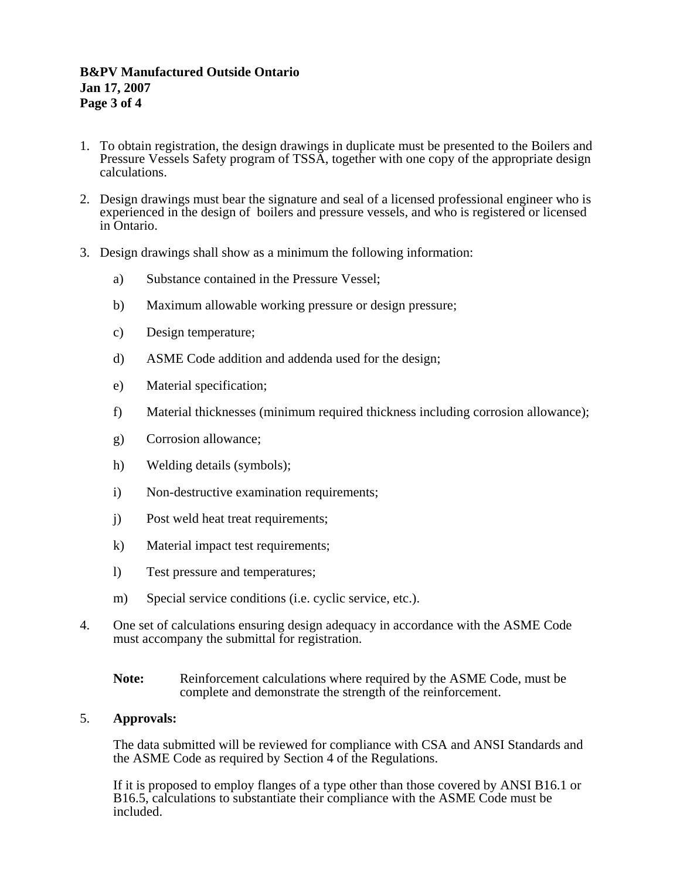1. To obtain registration, the design drawings in duplicate must be presented to the Boilers and Pressure Vessels Safety program of TSSA, together with one copy of the appropriate design calculations.

2. Design drawings must bear the signature and seal of a licensed professional engineer who is experienced in the design of boilers and pressure vessels, and who is registered or licensed in Ontario.

3. Design drawings shall show as a minimum the following information:

   a) Substance contained in the Pressure Vessel;

   b) Maximum allowable working pressure or design pressure;

   c) Design temperature;

   d) ASME Code addition and addenda used for the design;

   e) Material specification;

   f) Material thicknesses (minimum required thickness including corrosion allowance);

   g) Corrosion allowance;

   h) Welding details (symbols);

   i) Non-destructive examination requirements;

   j) Post weld heat treat requirements;

   k) Material impact test requirements;

   l) Test pressure and temperatures;

   m) Special service conditions (i.e. cyclic service, etc.).

4. One set of calculations ensuring design adequacy in accordance with the ASME Code must accompany the submittal for registration.

   **Note:** Reinforcement calculations where required by the ASME Code, must be complete and demonstrate the strength of the reinforcement.

5. **Approvals:**

   The data submitted will be reviewed for compliance with CSA and ANSI Standards and the ASME Code as required by Section 4 of the Regulations.

   If it is proposed to employ flanges of a type other than those covered by ANSI B16.1 or B16.5, calculations to substantiate their compliance with the ASME Code must be included.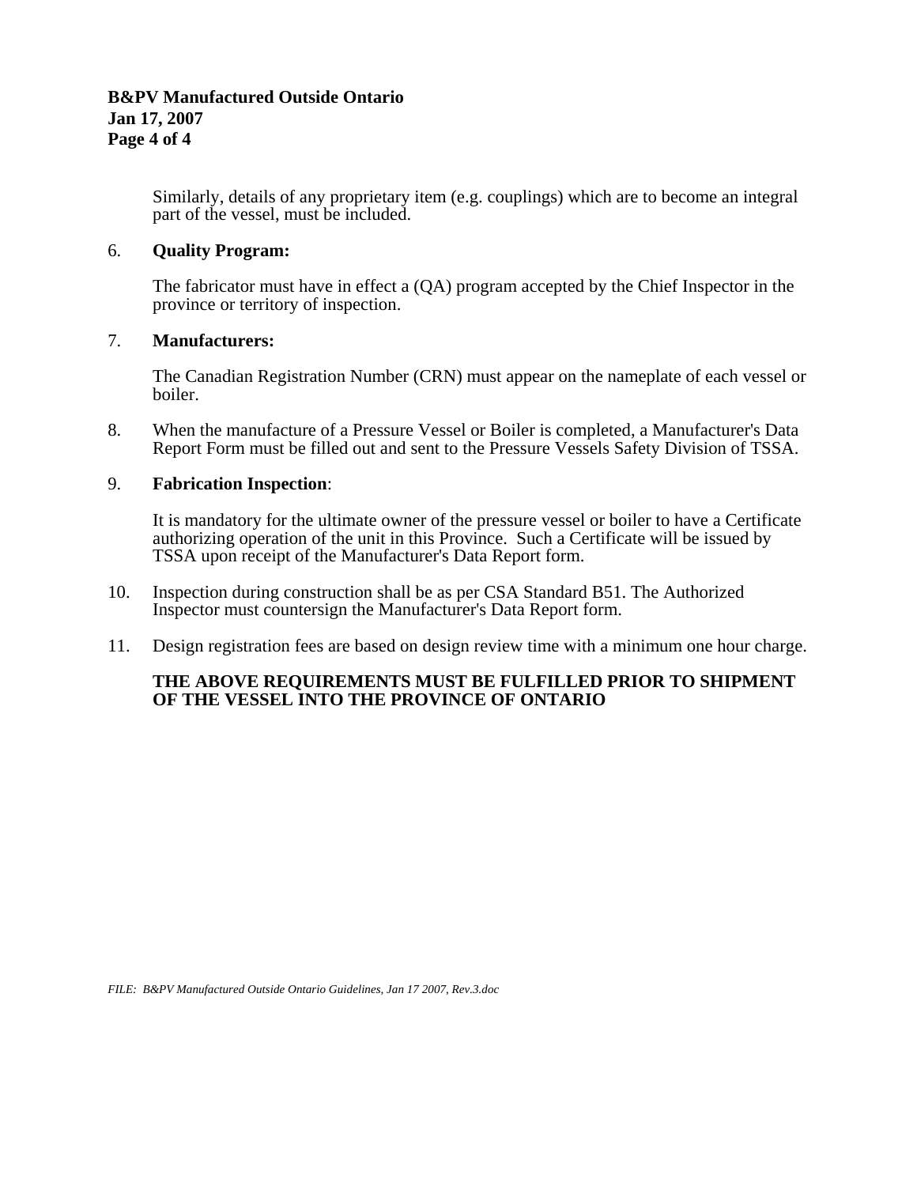Similarly, details of any proprietary item (e.g. couplings) which are to become an integral part of the vessel, must be included.

6. **Quality Program:**

   The fabricator must have in effect a (QA) program accepted by the Chief Inspector in the province or territory of inspection.

7. **Manufacturers:**

   The Canadian Registration Number (CRN) must appear on the nameplate of each vessel or boiler.

8. When the manufacture of a Pressure Vessel or Boiler is completed, a Manufacturer's Data Report Form must be filled out and sent to the Pressure Vessels Safety Division of TSSA.

9. **Fabrication Inspection**:

   It is mandatory for the ultimate owner of the pressure vessel or boiler to have a Certificate authorizing operation of the unit in this Province. Such a Certificate will be issued by TSSA upon receipt of the Manufacturer's Data Report form.

10. Inspection during construction shall be as per CSA Standard B51. The Authorized Inspector must countersign the Manufacturer's Data Report form.

11. Design registration fees are based on design review time with a minimum one hour charge.

**THE ABOVE REQUIREMENTS MUST BE FULFILLED PRIOR TO SHIPMENT OF THE VESSEL INTO THE PROVINCE OF ONTARIO**

*FILE: B&PV Manufactured Outside Ontario Guidelines, Jan 17 2007, Rev.3.doc*